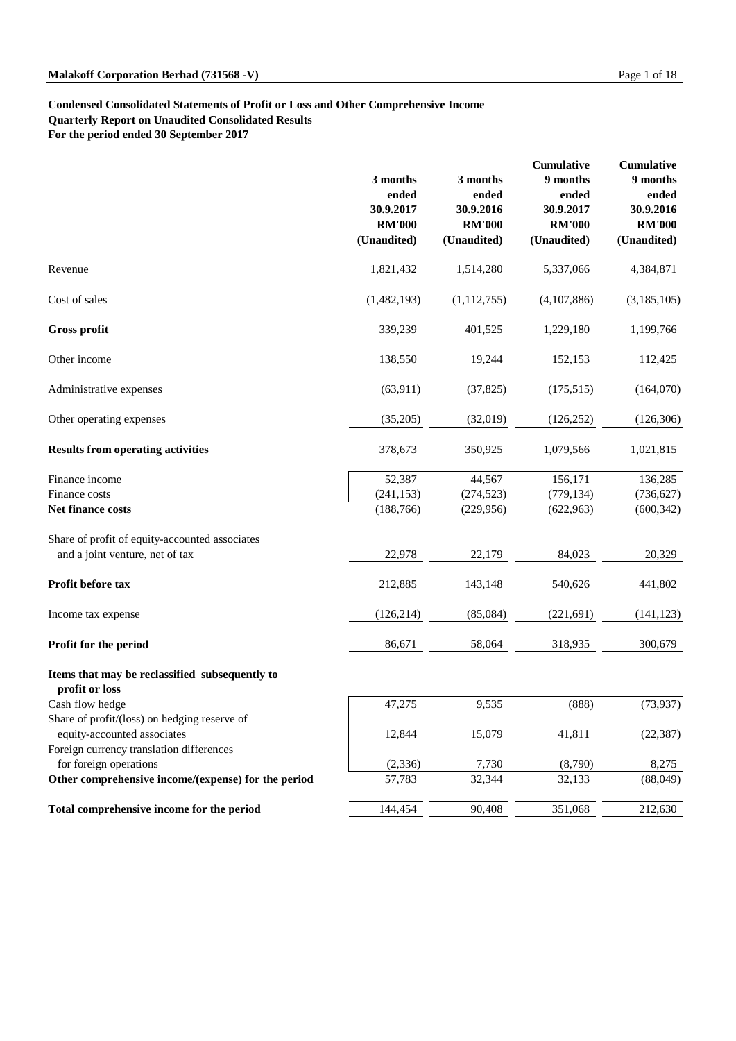**Condensed Consolidated Statements of Profit or Loss and Other Comprehensive Income**
**Quarterly Report on Unaudited Consolidated Results**
**For the period ended 30 September 2017**

| | 3 months ended 30.9.2017 RM'000 (Unaudited) | 3 months ended 30.9.2016 RM'000 (Unaudited) | Cumulative 9 months ended 30.9.2017 RM'000 (Unaudited) | Cumulative 9 months ended 30.9.2016 RM'000 (Unaudited) |
|---|---|---|---|---|
| Revenue | 1,821,432 | 1,514,280 | 5,337,066 | 4,384,871 |
| Cost of sales | (1,482,193) | (1,112,755) | (4,107,886) | (3,185,105) |
| **Gross profit** | 339,239 | 401,525 | 1,229,180 | 1,199,766 |
| Other income | 138,550 | 19,244 | 152,153 | 112,425 |
| Administrative expenses | (63,911) | (37,825) | (175,515) | (164,070) |
| Other operating expenses | (35,205) | (32,019) | (126,252) | (126,306) |
| **Results from operating activities** | 378,673 | 350,925 | 1,079,566 | 1,021,815 |
| Finance income | 52,387 | 44,567 | 156,171 | 136,285 |
| Finance costs | (241,153) | (274,523) | (779,134) | (736,627) |
| **Net finance costs** | (188,766) | (229,956) | (622,963) | (600,342) |
| Share of profit of equity-accounted associates and a joint venture, net of tax | 22,978 | 22,179 | 84,023 | 20,329 |
| **Profit before tax** | 212,885 | 143,148 | 540,626 | 441,802 |
| Income tax expense | (126,214) | (85,084) | (221,691) | (141,123) |
| **Profit for the period** | 86,671 | 58,064 | 318,935 | 300,679 |
| **Items that may be reclassified subsequently to profit or loss** | | | | |
| Cash flow hedge | 47,275 | 9,535 | (888) | (73,937) |
| Share of profit/(loss) on hedging reserve of equity-accounted associates | 12,844 | 15,079 | 41,811 | (22,387) |
| Foreign currency translation differences for foreign operations | (2,336) | 7,730 | (8,790) | 8,275 |
| **Other comprehensive income/(expense) for the period** | 57,783 | 32,344 | 32,133 | (88,049) |
| **Total comprehensive income for the period** | 144,454 | 90,408 | 351,068 | 212,630 |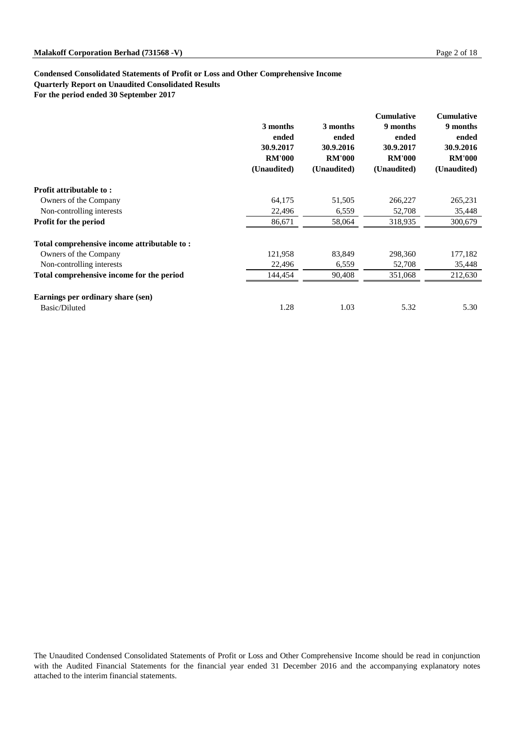**Condensed Consolidated Statements of Profit or Loss and Other Comprehensive Income**
**Quarterly Report on Unaudited Consolidated Results**
**For the period ended 30 September 2017**

| | 3 months ended 30.9.2017 RM'000 (Unaudited) | 3 months ended 30.9.2016 RM'000 (Unaudited) | Cumulative 9 months ended 30.9.2017 RM'000 (Unaudited) | Cumulative 9 months ended 30.9.2016 RM'000 (Unaudited) |
|---|---|---|---|---|
| **Profit attributable to :** | | | | |
| Owners of the Company | 64,175 | 51,505 | 266,227 | 265,231 |
| Non-controlling interests | 22,496 | 6,559 | 52,708 | 35,448 |
| **Profit for the period** | 86,671 | 58,064 | 318,935 | 300,679 |
| **Total comprehensive income attributable to :** | | | | |
| Owners of the Company | 121,958 | 83,849 | 298,360 | 177,182 |
| Non-controlling interests | 22,496 | 6,559 | 52,708 | 35,448 |
| **Total comprehensive income for the period** | 144,454 | 90,408 | 351,068 | 212,630 |
| **Earnings per ordinary share (sen)** | | | | |
| Basic/Diluted | 1.28 | 1.03 | 5.32 | 5.30 |

The Unaudited Condensed Consolidated Statements of Profit or Loss and Other Comprehensive Income should be read in conjunction with the Audited Financial Statements for the financial year ended 31 December 2016 and the accompanying explanatory notes attached to the interim financial statements.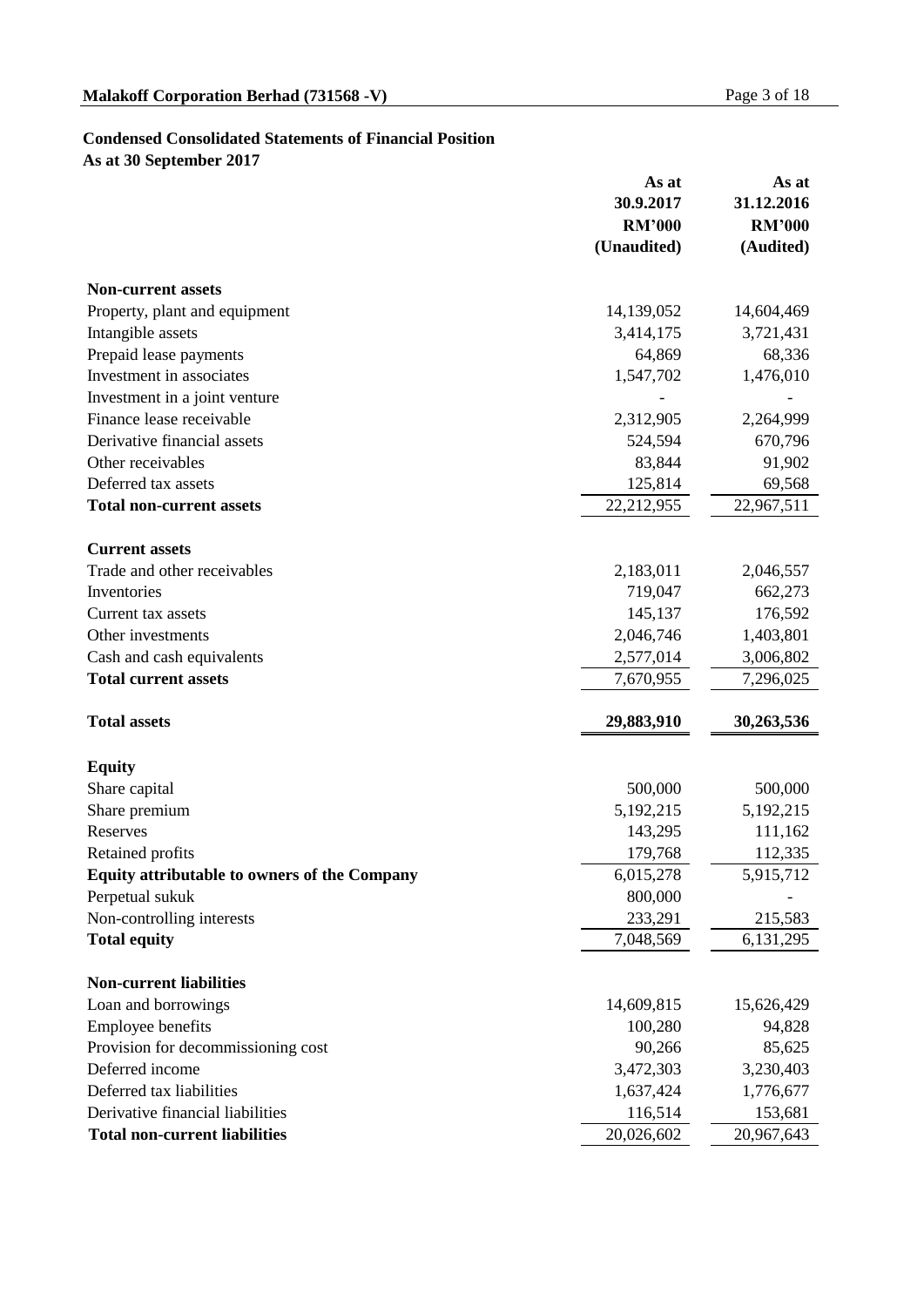**Condensed Consolidated Statements of Financial Position**
**As at 30 September 2017**

| | As at 30.9.2017 RM'000 (Unaudited) | As at 31.12.2016 RM'000 (Audited) |
|---|---|---|
| **Non-current assets** | | |
| Property, plant and equipment | 14,139,052 | 14,604,469 |
| Intangible assets | 3,414,175 | 3,721,431 |
| Prepaid lease payments | 64,869 | 68,336 |
| Investment in associates | 1,547,702 | 1,476,010 |
| Investment in a joint venture | - | - |
| Finance lease receivable | 2,312,905 | 2,264,999 |
| Derivative financial assets | 524,594 | 670,796 |
| Other receivables | 83,844 | 91,902 |
| Deferred tax assets | 125,814 | 69,568 |
| **Total non-current assets** | 22,212,955 | 22,967,511 |
| **Current assets** | | |
| Trade and other receivables | 2,183,011 | 2,046,557 |
| Inventories | 719,047 | 662,273 |
| Current tax assets | 145,137 | 176,592 |
| Other investments | 2,046,746 | 1,403,801 |
| Cash and cash equivalents | 2,577,014 | 3,006,802 |
| **Total current assets** | 7,670,955 | 7,296,025 |
| **Total assets** | **29,883,910** | **30,263,536** |
| **Equity** | | |
| Share capital | 500,000 | 500,000 |
| Share premium | 5,192,215 | 5,192,215 |
| Reserves | 143,295 | 111,162 |
| Retained profits | 179,768 | 112,335 |
| **Equity attributable to owners of the Company** | 6,015,278 | 5,915,712 |
| Perpetual sukuk | 800,000 | - |
| Non-controlling interests | 233,291 | 215,583 |
| **Total equity** | 7,048,569 | 6,131,295 |
| **Non-current liabilities** | | |
| Loan and borrowings | 14,609,815 | 15,626,429 |
| Employee benefits | 100,280 | 94,828 |
| Provision for decommissioning cost | 90,266 | 85,625 |
| Deferred income | 3,472,303 | 3,230,403 |
| Deferred tax liabilities | 1,637,424 | 1,776,677 |
| Derivative financial liabilities | 116,514 | 153,681 |
| **Total non-current liabilities** | 20,026,602 | 20,967,643 |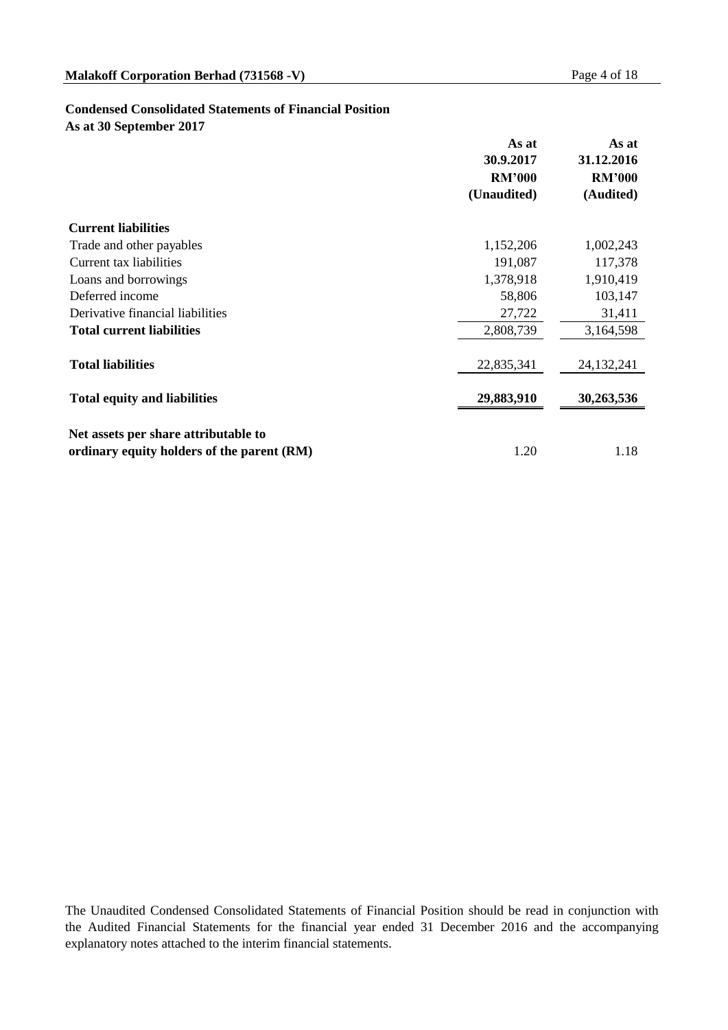**Condensed Consolidated Statements of Financial Position**
**As at 30 September 2017**

| | As at 30.9.2017 RM'000 (Unaudited) | As at 31.12.2016 RM'000 (Audited) |
|---|---|---|
| **Current liabilities** | | |
| Trade and other payables | 1,152,206 | 1,002,243 |
| Current tax liabilities | 191,087 | 117,378 |
| Loans and borrowings | 1,378,918 | 1,910,419 |
| Deferred income | 58,806 | 103,147 |
| Derivative financial liabilities | 27,722 | 31,411 |
| **Total current liabilities** | 2,808,739 | 3,164,598 |
| **Total liabilities** | 22,835,341 | 24,132,241 |
| **Total equity and liabilities** | **29,883,910** | **30,263,536** |
| **Net assets per share attributable to ordinary equity holders of the parent (RM)** | 1.20 | 1.18 |

The Unaudited Condensed Consolidated Statements of Financial Position should be read in conjunction with the Audited Financial Statements for the financial year ended 31 December 2016 and the accompanying explanatory notes attached to the interim financial statements.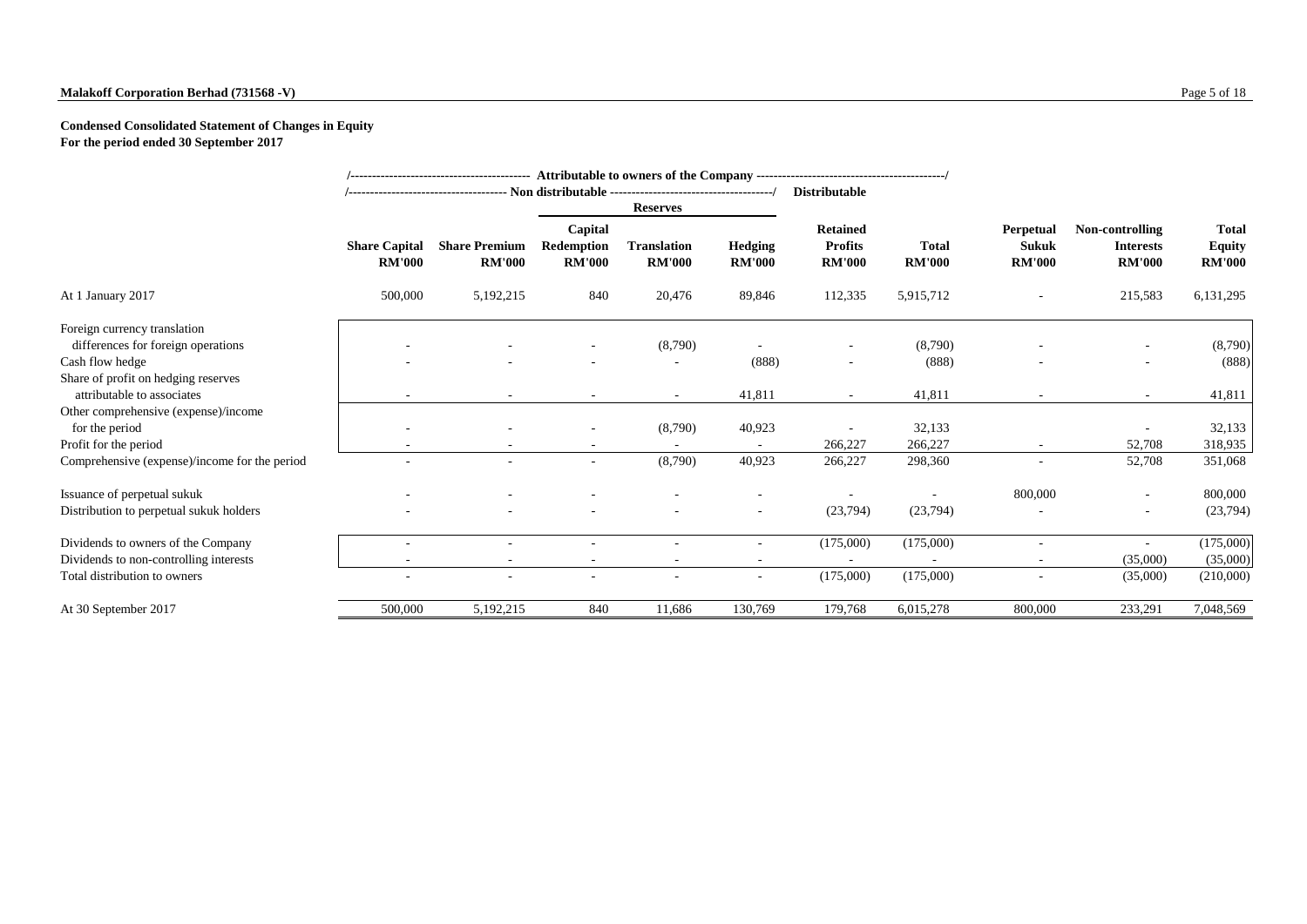**Malakoff Corporation Berhad (731568 -V)**

**Condensed Consolidated Statement of Changes in Equity**
**For the period ended 30 September 2017**

| | Attributable to owners of the Company | | | | | | | | | |
|---|---|---|---|---|---|---|---|---|---|---|
| | Non distributable | | | | | Distributable | | | | |
| | | | Reserves | | | | | | | |
| | Share Capital RM'000 | Share Premium RM'000 | Capital Redemption RM'000 | Translation RM'000 | Hedging RM'000 | Retained Profits RM'000 | Total RM'000 | Perpetual Sukuk RM'000 | Non-controlling Interests RM'000 | Total Equity RM'000 |
| At 1 January 2017 | 500,000 | 5,192,215 | 840 | 20,476 | 89,846 | 112,335 | 5,915,712 | - | 215,583 | 6,131,295 |
| Foreign currency translation differences for foreign operations | - | - | - | (8,790) | - | - | (8,790) | - | - | (8,790) |
| Cash flow hedge | - | - | - | - | (888) | - | (888) | - | - | (888) |
| Share of profit on hedging reserves attributable to associates | - | - | - | - | 41,811 | - | 41,811 | - | - | 41,811 |
| Other comprehensive (expense)/income for the period | - | - | - | (8,790) | 40,923 | - | 32,133 | | - | 32,133 |
| Profit for the period | - | - | - | - | - | 266,227 | 266,227 | - | 52,708 | 318,935 |
| Comprehensive (expense)/income for the period | - | - | - | (8,790) | 40,923 | 266,227 | 298,360 | - | 52,708 | 351,068 |
| Issuance of perpetual sukuk | - | - | - | - | - | - | - | 800,000 | - | 800,000 |
| Distribution to perpetual sukuk holders | - | - | - | - | - | (23,794) | (23,794) | - | - | (23,794) |
| Dividends to owners of the Company | - | - | - | - | - | (175,000) | (175,000) | - | - | (175,000) |
| Dividends to non-controlling interests | - | - | - | - | - | - | - | - | (35,000) | (35,000) |
| Total distribution to owners | - | - | - | - | - | (175,000) | (175,000) | - | (35,000) | (210,000) |
| At 30 September 2017 | 500,000 | 5,192,215 | 840 | 11,686 | 130,769 | 179,768 | 6,015,278 | 800,000 | 233,291 | 7,048,569 |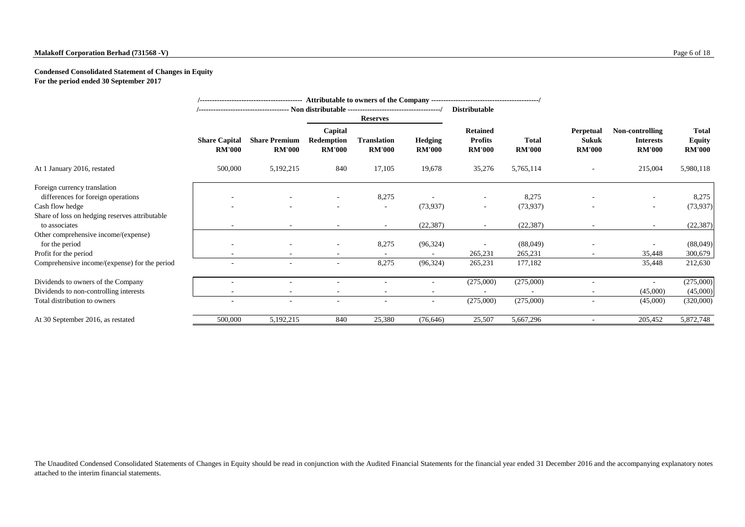**Malakoff Corporation Berhad (731568 -V)**

**Condensed Consolidated Statement of Changes in Equity**
**For the period ended 30 September 2017**

| | Attributable to owners of the Company | | | | | | | | | |
|---|---|---|---|---|---|---|---|---|---|---|
| | Non distributable | | | | | Distributable | | | | |
| | | | Reserves | | | | | | | |
| | Share Capital RM'000 | Share Premium RM'000 | Capital Redemption RM'000 | Translation RM'000 | Hedging RM'000 | Retained Profits RM'000 | Total RM'000 | Perpetual Sukuk RM'000 | Non-controlling Interests RM'000 | Total Equity RM'000 |
| At 1 January 2016, restated | 500,000 | 5,192,215 | 840 | 17,105 | 19,678 | 35,276 | 5,765,114 | - | 215,004 | 5,980,118 |
| Foreign currency translation differences for foreign operations | - | - | - | 8,275 | - | - | 8,275 | - | - | 8,275 |
| Cash flow hedge | - | - | - | - | (73,937) | - | (73,937) | - | - | (73,937) |
| Share of loss on hedging reserves attributable to associates | - | - | - | - | (22,387) | - | (22,387) | - | - | (22,387) |
| Other comprehensive income/(expense) for the period | - | - | - | 8,275 | (96,324) | - | (88,049) | - | - | (88,049) |
| Profit for the period | - | - | - | - | - | 265,231 | 265,231 | - | 35,448 | 300,679 |
| Comprehensive income/(expense) for the period | - | - | - | 8,275 | (96,324) | 265,231 | 177,182 | | 35,448 | 212,630 |
| Dividends to owners of the Company | - | - | - | - | - | (275,000) | (275,000) | - | - | (275,000) |
| Dividends to non-controlling interests | - | - | - | - | - | - | - | - | (45,000) | (45,000) |
| Total distribution to owners | - | - | - | - | - | (275,000) | (275,000) | - | (45,000) | (320,000) |
| At 30 September 2016, as restated | 500,000 | 5,192,215 | 840 | 25,380 | (76,646) | 25,507 | 5,667,296 | - | 205,452 | 5,872,748 |

The Unaudited Condensed Consolidated Statements of Changes in Equity should be read in conjunction with the Audited Financial Statements for the financial year ended 31 December 2016 and the accompanying explanatory notes attached to the interim financial statements.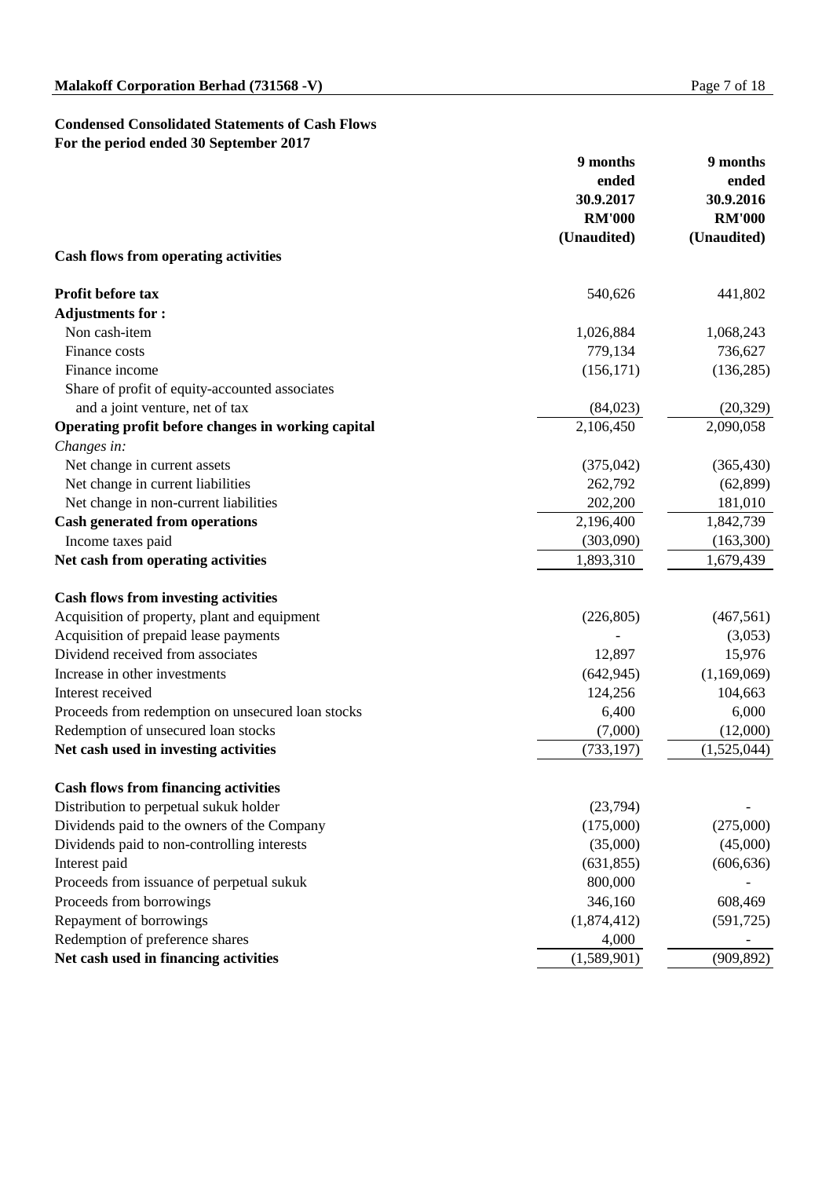## Condensed Consolidated Statements of Cash Flows
## For the period ended 30 September 2017

| | 9 months ended 30.9.2017 RM'000 (Unaudited) | 9 months ended 30.9.2016 RM'000 (Unaudited) |
|---|---|---|
| **Cash flows from operating activities** | | |
| **Profit before tax** | 540,626 | 441,802 |
| **Adjustments for :** | | |
| Non cash-item | 1,026,884 | 1,068,243 |
| Finance costs | 779,134 | 736,627 |
| Finance income | (156,171) | (136,285) |
| Share of profit of equity-accounted associates and a joint venture, net of tax | (84,023) | (20,329) |
| **Operating profit before changes in working capital** | 2,106,450 | 2,090,058 |
| *Changes in:* | | |
| Net change in current assets | (375,042) | (365,430) |
| Net change in current liabilities | 262,792 | (62,899) |
| Net change in non-current liabilities | 202,200 | 181,010 |
| **Cash generated from operations** | 2,196,400 | 1,842,739 |
| Income taxes paid | (303,090) | (163,300) |
| **Net cash from operating activities** | 1,893,310 | 1,679,439 |
| | | |
| **Cash flows from investing activities** | | |
| Acquisition of property, plant and equipment | (226,805) | (467,561) |
| Acquisition of prepaid lease payments | - | (3,053) |
| Dividend received from associates | 12,897 | 15,976 |
| Increase in other investments | (642,945) | (1,169,069) |
| Interest received | 124,256 | 104,663 |
| Proceeds from redemption on unsecured loan stocks | 6,400 | 6,000 |
| Redemption of unsecured loan stocks | (7,000) | (12,000) |
| **Net cash used in investing activities** | (733,197) | (1,525,044) |
| | | |
| **Cash flows from financing activities** | | |
| Distribution to perpetual sukuk holder | (23,794) | - |
| Dividends paid to the owners of the Company | (175,000) | (275,000) |
| Dividends paid to non-controlling interests | (35,000) | (45,000) |
| Interest paid | (631,855) | (606,636) |
| Proceeds from issuance of perpetual sukuk | 800,000 | - |
| Proceeds from borrowings | 346,160 | 608,469 |
| Repayment of borrowings | (1,874,412) | (591,725) |
| Redemption of preference shares | 4,000 | - |
| **Net cash used in financing activities** | (1,589,901) | (909,892) |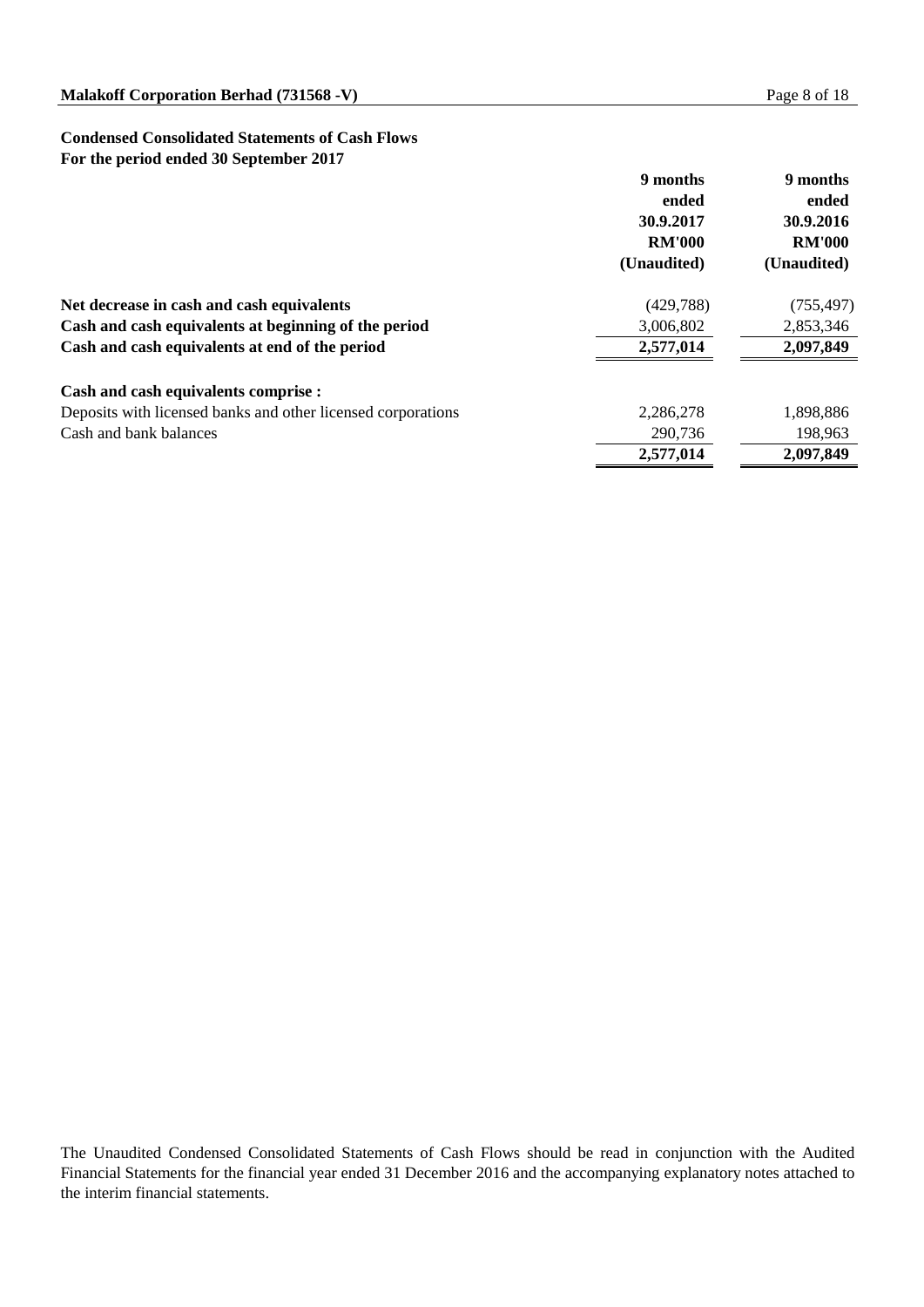**Condensed Consolidated Statements of Cash Flows**
**For the period ended 30 September 2017**

| | 9 months ended 30.9.2017 RM'000 (Unaudited) | 9 months ended 30.9.2016 RM'000 (Unaudited) |
|---|---|---|
| **Net decrease in cash and cash equivalents** | (429,788) | (755,497) |
| **Cash and cash equivalents at beginning of the period** | 3,006,802 | 2,853,346 |
| **Cash and cash equivalents at end of the period** | **2,577,014** | **2,097,849** |
| | | |
| **Cash and cash equivalents comprise :** | | |
| Deposits with licensed banks and other licensed corporations | 2,286,278 | 1,898,886 |
| Cash and bank balances | 290,736 | 198,963 |
| | **2,577,014** | **2,097,849** |

The Unaudited Condensed Consolidated Statements of Cash Flows should be read in conjunction with the Audited Financial Statements for the financial year ended 31 December 2016 and the accompanying explanatory notes attached to the interim financial statements.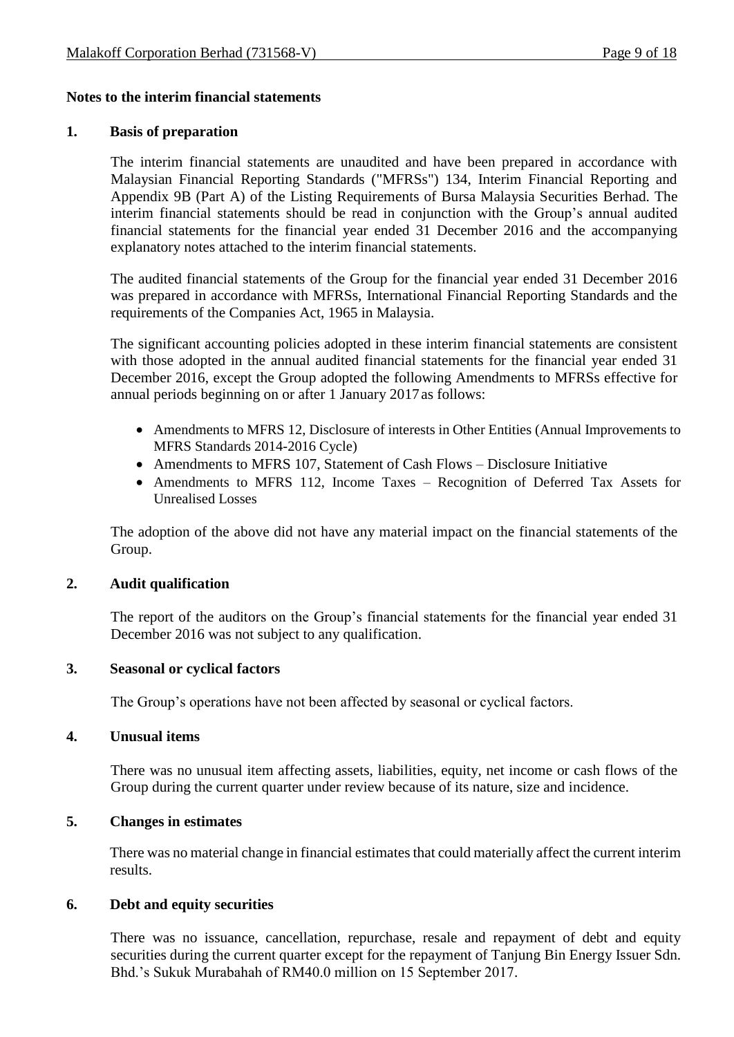**Notes to the interim financial statements**

**1. Basis of preparation**

The interim financial statements are unaudited and have been prepared in accordance with Malaysian Financial Reporting Standards ("MFRSs") 134, Interim Financial Reporting and Appendix 9B (Part A) of the Listing Requirements of Bursa Malaysia Securities Berhad. The interim financial statements should be read in conjunction with the Group's annual audited financial statements for the financial year ended 31 December 2016 and the accompanying explanatory notes attached to the interim financial statements.

The audited financial statements of the Group for the financial year ended 31 December 2016 was prepared in accordance with MFRSs, International Financial Reporting Standards and the requirements of the Companies Act, 1965 in Malaysia.

The significant accounting policies adopted in these interim financial statements are consistent with those adopted in the annual audited financial statements for the financial year ended 31 December 2016, except the Group adopted the following Amendments to MFRSs effective for annual periods beginning on or after 1 January 2017 as follows:

- Amendments to MFRS 12, Disclosure of interests in Other Entities (Annual Improvements to MFRS Standards 2014-2016 Cycle)
- Amendments to MFRS 107, Statement of Cash Flows – Disclosure Initiative
- Amendments to MFRS 112, Income Taxes – Recognition of Deferred Tax Assets for Unrealised Losses

The adoption of the above did not have any material impact on the financial statements of the Group.

**2. Audit qualification**

The report of the auditors on the Group's financial statements for the financial year ended 31 December 2016 was not subject to any qualification.

**3. Seasonal or cyclical factors**

The Group's operations have not been affected by seasonal or cyclical factors.

**4. Unusual items**

There was no unusual item affecting assets, liabilities, equity, net income or cash flows of the Group during the current quarter under review because of its nature, size and incidence.

**5. Changes in estimates**

There was no material change in financial estimates that could materially affect the current interim results.

**6. Debt and equity securities**

There was no issuance, cancellation, repurchase, resale and repayment of debt and equity securities during the current quarter except for the repayment of Tanjung Bin Energy Issuer Sdn. Bhd.'s Sukuk Murabahah of RM40.0 million on 15 September 2017.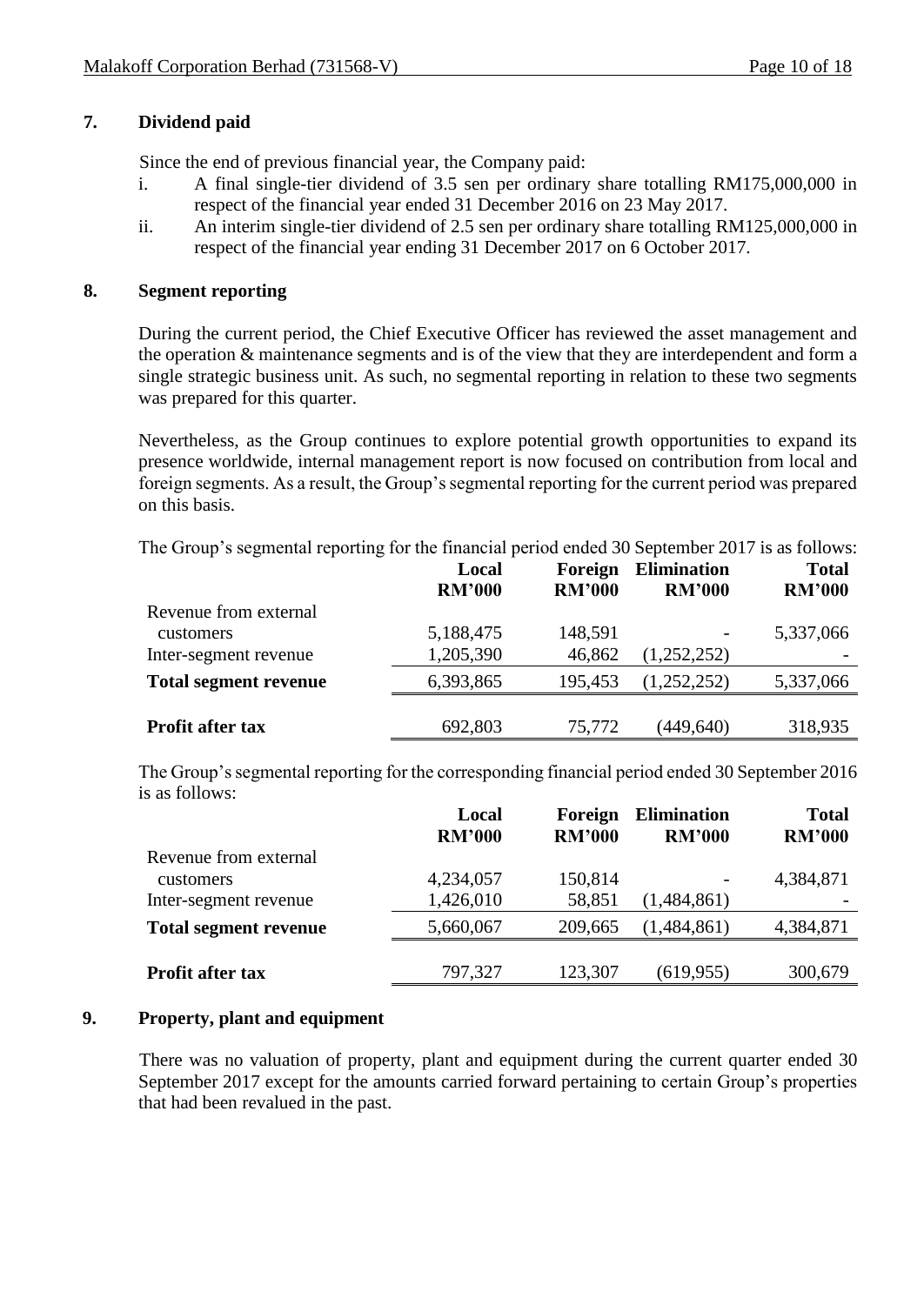## 7. Dividend paid

Since the end of previous financial year, the Company paid:

i. A final single-tier dividend of 3.5 sen per ordinary share totalling RM175,000,000 in respect of the financial year ended 31 December 2016 on 23 May 2017.
ii. An interim single-tier dividend of 2.5 sen per ordinary share totalling RM125,000,000 in respect of the financial year ending 31 December 2017 on 6 October 2017.

## 8. Segment reporting

During the current period, the Chief Executive Officer has reviewed the asset management and the operation & maintenance segments and is of the view that they are interdependent and form a single strategic business unit. As such, no segmental reporting in relation to these two segments was prepared for this quarter.

Nevertheless, as the Group continues to explore potential growth opportunities to expand its presence worldwide, internal management report is now focused on contribution from local and foreign segments. As a result, the Group's segmental reporting for the current period was prepared on this basis.

The Group's segmental reporting for the financial period ended 30 September 2017 is as follows:

| | **Local RM'000** | **Foreign RM'000** | **Elimination RM'000** | **Total RM'000** |
|---|---|---|---|---|
| Revenue from external customers | 5,188,475 | 148,591 | - | 5,337,066 |
| Inter-segment revenue | 1,205,390 | 46,862 | (1,252,252) | - |
| **Total segment revenue** | 6,393,865 | 195,453 | (1,252,252) | 5,337,066 |
| **Profit after tax** | 692,803 | 75,772 | (449,640) | 318,935 |

The Group's segmental reporting for the corresponding financial period ended 30 September 2016 is as follows:

| | **Local RM'000** | **Foreign RM'000** | **Elimination RM'000** | **Total RM'000** |
|---|---|---|---|---|
| Revenue from external customers | 4,234,057 | 150,814 | - | 4,384,871 |
| Inter-segment revenue | 1,426,010 | 58,851 | (1,484,861) | - |
| **Total segment revenue** | 5,660,067 | 209,665 | (1,484,861) | 4,384,871 |
| **Profit after tax** | 797,327 | 123,307 | (619,955) | 300,679 |

## 9. Property, plant and equipment

There was no valuation of property, plant and equipment during the current quarter ended 30 September 2017 except for the amounts carried forward pertaining to certain Group's properties that had been revalued in the past.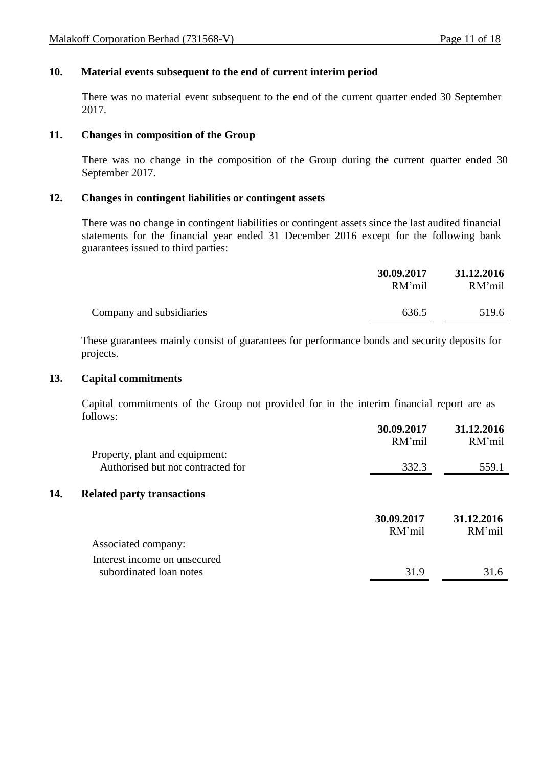## 10. Material events subsequent to the end of current interim period

There was no material event subsequent to the end of the current quarter ended 30 September 2017.

## 11. Changes in composition of the Group

There was no change in the composition of the Group during the current quarter ended 30 September 2017.

## 12. Changes in contingent liabilities or contingent assets

There was no change in contingent liabilities or contingent assets since the last audited financial statements for the financial year ended 31 December 2016 except for the following bank guarantees issued to third parties:

| | **30.09.2017** RM'mil | **31.12.2016** RM'mil |
|---|---|---|
| Company and subsidiaries | 636.5 | 519.6 |

These guarantees mainly consist of guarantees for performance bonds and security deposits for projects.

## 13. Capital commitments

Capital commitments of the Group not provided for in the interim financial report are as follows:

| | **30.09.2017** RM'mil | **31.12.2016** RM'mil |
|---|---|---|
| Property, plant and equipment: | | |
| Authorised but not contracted for | 332.3 | 559.1 |

## 14. Related party transactions

| | **30.09.2017** RM'mil | **31.12.2016** RM'mil |
|---|---|---|
| Associated company: | | |
| Interest income on unsecured subordinated loan notes | 31.9 | 31.6 |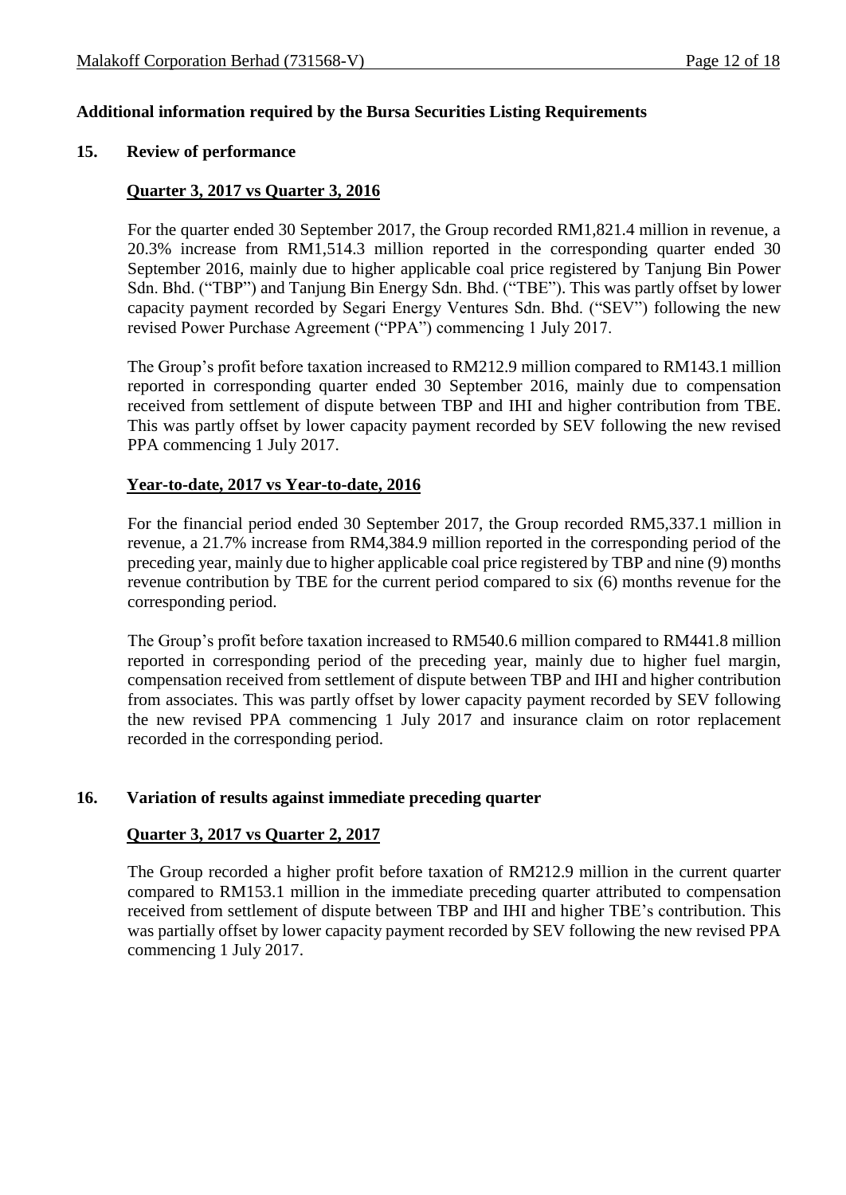## Additional information required by the Bursa Securities Listing Requirements

### 15. Review of performance

**Quarter 3, 2017 vs Quarter 3, 2016**

For the quarter ended 30 September 2017, the Group recorded RM1,821.4 million in revenue, a 20.3% increase from RM1,514.3 million reported in the corresponding quarter ended 30 September 2016, mainly due to higher applicable coal price registered by Tanjung Bin Power Sdn. Bhd. ("TBP") and Tanjung Bin Energy Sdn. Bhd. ("TBE"). This was partly offset by lower capacity payment recorded by Segari Energy Ventures Sdn. Bhd. ("SEV") following the new revised Power Purchase Agreement ("PPA") commencing 1 July 2017.

The Group's profit before taxation increased to RM212.9 million compared to RM143.1 million reported in corresponding quarter ended 30 September 2016, mainly due to compensation received from settlement of dispute between TBP and IHI and higher contribution from TBE. This was partly offset by lower capacity payment recorded by SEV following the new revised PPA commencing 1 July 2017.

**Year-to-date, 2017 vs Year-to-date, 2016**

For the financial period ended 30 September 2017, the Group recorded RM5,337.1 million in revenue, a 21.7% increase from RM4,384.9 million reported in the corresponding period of the preceding year, mainly due to higher applicable coal price registered by TBP and nine (9) months revenue contribution by TBE for the current period compared to six (6) months revenue for the corresponding period.

The Group's profit before taxation increased to RM540.6 million compared to RM441.8 million reported in corresponding period of the preceding year, mainly due to higher fuel margin, compensation received from settlement of dispute between TBP and IHI and higher contribution from associates. This was partly offset by lower capacity payment recorded by SEV following the new revised PPA commencing 1 July 2017 and insurance claim on rotor replacement recorded in the corresponding period.

### 16. Variation of results against immediate preceding quarter

**Quarter 3, 2017 vs Quarter 2, 2017**

The Group recorded a higher profit before taxation of RM212.9 million in the current quarter compared to RM153.1 million in the immediate preceding quarter attributed to compensation received from settlement of dispute between TBP and IHI and higher TBE's contribution. This was partially offset by lower capacity payment recorded by SEV following the new revised PPA commencing 1 July 2017.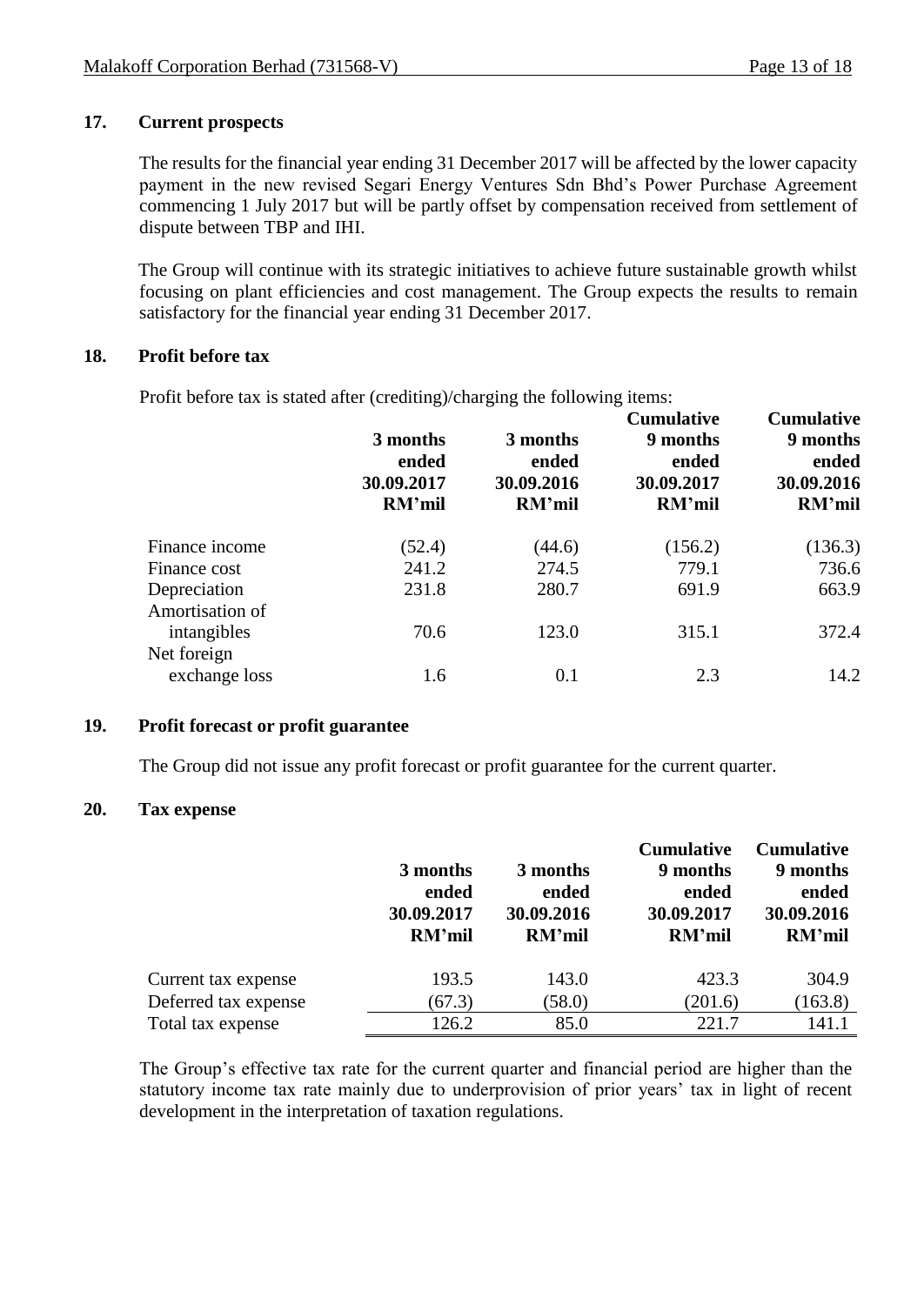## 17. Current prospects

The results for the financial year ending 31 December 2017 will be affected by the lower capacity payment in the new revised Segari Energy Ventures Sdn Bhd's Power Purchase Agreement commencing 1 July 2017 but will be partly offset by compensation received from settlement of dispute between TBP and IHI.

The Group will continue with its strategic initiatives to achieve future sustainable growth whilst focusing on plant efficiencies and cost management. The Group expects the results to remain satisfactory for the financial year ending 31 December 2017.

## 18. Profit before tax

Profit before tax is stated after (crediting)/charging the following items:

| | 3 months ended 30.09.2017 RM'mil | 3 months ended 30.09.2016 RM'mil | Cumulative 9 months ended 30.09.2017 RM'mil | Cumulative 9 months ended 30.09.2016 RM'mil |
|---|---|---|---|---|
| Finance income | (52.4) | (44.6) | (156.2) | (136.3) |
| Finance cost | 241.2 | 274.5 | 779.1 | 736.6 |
| Depreciation | 231.8 | 280.7 | 691.9 | 663.9 |
| Amortisation of intangibles | 70.6 | 123.0 | 315.1 | 372.4 |
| Net foreign exchange loss | 1.6 | 0.1 | 2.3 | 14.2 |

## 19. Profit forecast or profit guarantee

The Group did not issue any profit forecast or profit guarantee for the current quarter.

## 20. Tax expense

| | 3 months ended 30.09.2017 RM'mil | 3 months ended 30.09.2016 RM'mil | Cumulative 9 months ended 30.09.2017 RM'mil | Cumulative 9 months ended 30.09.2016 RM'mil |
|---|---|---|---|---|
| Current tax expense | 193.5 | 143.0 | 423.3 | 304.9 |
| Deferred tax expense | (67.3) | (58.0) | (201.6) | (163.8) |
| Total tax expense | 126.2 | 85.0 | 221.7 | 141.1 |

The Group's effective tax rate for the current quarter and financial period are higher than the statutory income tax rate mainly due to underprovision of prior years' tax in light of recent development in the interpretation of taxation regulations.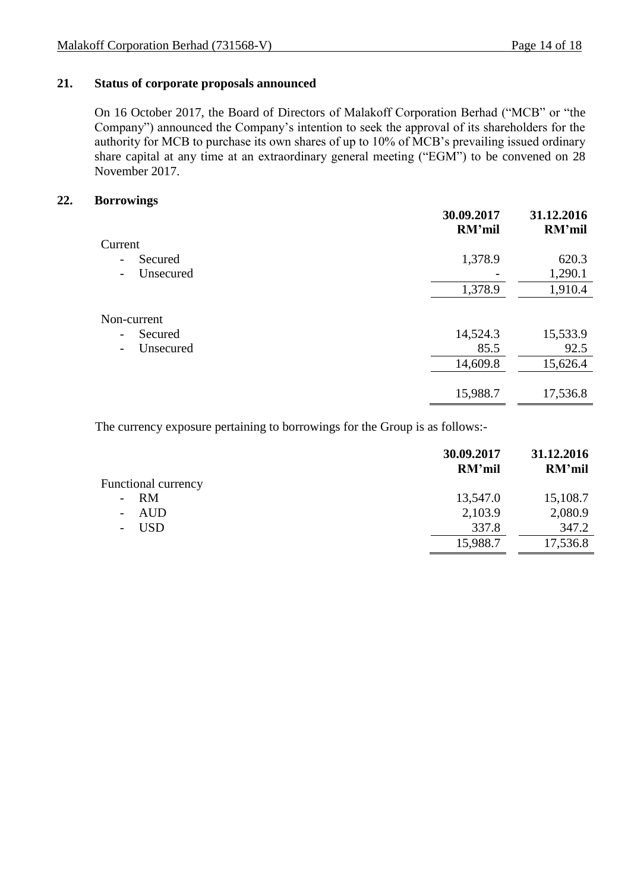## 21. Status of corporate proposals announced

On 16 October 2017, the Board of Directors of Malakoff Corporation Berhad ("MCB" or "the Company") announced the Company's intention to seek the approval of its shareholders for the authority for MCB to purchase its own shares of up to 10% of MCB's prevailing issued ordinary share capital at any time at an extraordinary general meeting ("EGM") to be convened on 28 November 2017.

## 22. Borrowings

| | 30.09.2017 RM'mil | 31.12.2016 RM'mil |
|---|---|---|
| Current | | |
| - Secured | 1,378.9 | 620.3 |
| - Unsecured | - | 1,290.1 |
| | 1,378.9 | 1,910.4 |
| Non-current | | |
| - Secured | 14,524.3 | 15,533.9 |
| - Unsecured | 85.5 | 92.5 |
| | 14,609.8 | 15,626.4 |
| | 15,988.7 | 17,536.8 |

The currency exposure pertaining to borrowings for the Group is as follows:-

| | 30.09.2017 RM'mil | 31.12.2016 RM'mil |
|---|---|---|
| Functional currency | | |
| - RM | 13,547.0 | 15,108.7 |
| - AUD | 2,103.9 | 2,080.9 |
| - USD | 337.8 | 347.2 |
| | 15,988.7 | 17,536.8 |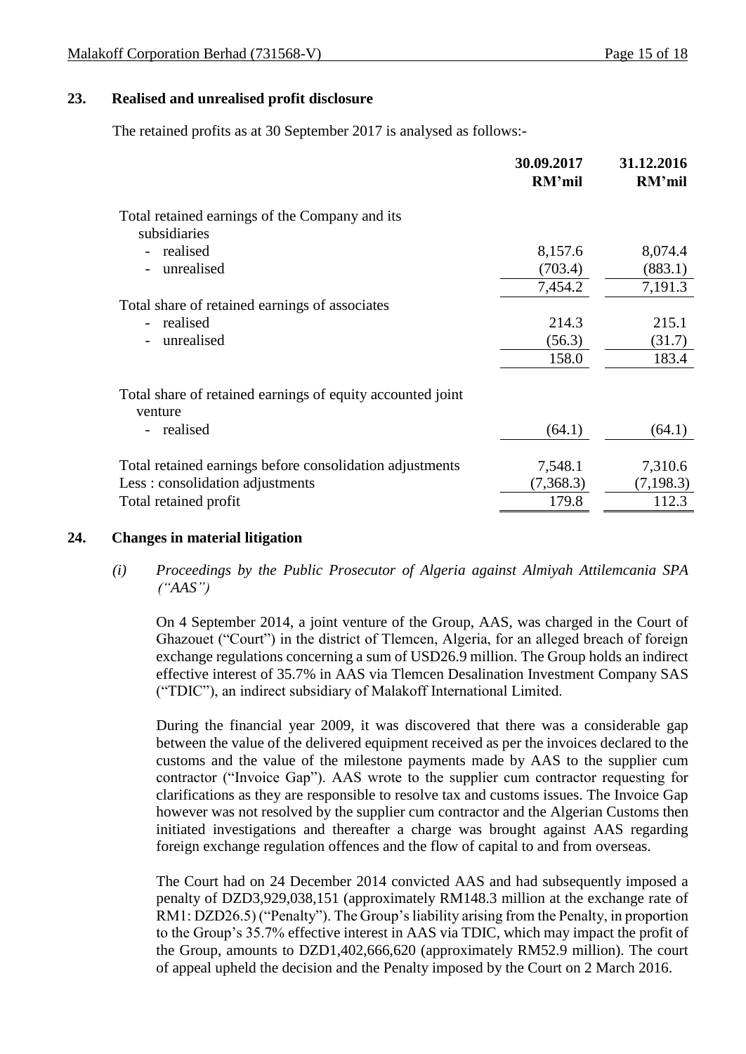## 23. Realised and unrealised profit disclosure

The retained profits as at 30 September 2017 is analysed as follows:-

| | 30.09.2017 RM'mil | 31.12.2016 RM'mil |
|---|---|---|
| Total retained earnings of the Company and its subsidiaries | | |
| - realised | 8,157.6 | 8,074.4 |
| - unrealised | (703.4) | (883.1) |
| | 7,454.2 | 7,191.3 |
| Total share of retained earnings of associates | | |
| - realised | 214.3 | 215.1 |
| - unrealised | (56.3) | (31.7) |
| | 158.0 | 183.4 |
| Total share of retained earnings of equity accounted joint venture | | |
| - realised | (64.1) | (64.1) |
| Total retained earnings before consolidation adjustments | 7,548.1 | 7,310.6 |
| Less : consolidation adjustments | (7,368.3) | (7,198.3) |
| Total retained profit | 179.8 | 112.3 |

## 24. Changes in material litigation

*(i) Proceedings by the Public Prosecutor of Algeria against Almiyah Attilemcania SPA ("AAS")*

On 4 September 2014, a joint venture of the Group, AAS, was charged in the Court of Ghazouet ("Court") in the district of Tlemcen, Algeria, for an alleged breach of foreign exchange regulations concerning a sum of USD26.9 million. The Group holds an indirect effective interest of 35.7% in AAS via Tlemcen Desalination Investment Company SAS ("TDIC"), an indirect subsidiary of Malakoff International Limited.

During the financial year 2009, it was discovered that there was a considerable gap between the value of the delivered equipment received as per the invoices declared to the customs and the value of the milestone payments made by AAS to the supplier cum contractor ("Invoice Gap"). AAS wrote to the supplier cum contractor requesting for clarifications as they are responsible to resolve tax and customs issues. The Invoice Gap however was not resolved by the supplier cum contractor and the Algerian Customs then initiated investigations and thereafter a charge was brought against AAS regarding foreign exchange regulation offences and the flow of capital to and from overseas.

The Court had on 24 December 2014 convicted AAS and had subsequently imposed a penalty of DZD3,929,038,151 (approximately RM148.3 million at the exchange rate of RM1: DZD26.5) ("Penalty"). The Group's liability arising from the Penalty, in proportion to the Group's 35.7% effective interest in AAS via TDIC, which may impact the profit of the Group, amounts to DZD1,402,666,620 (approximately RM52.9 million). The court of appeal upheld the decision and the Penalty imposed by the Court on 2 March 2016.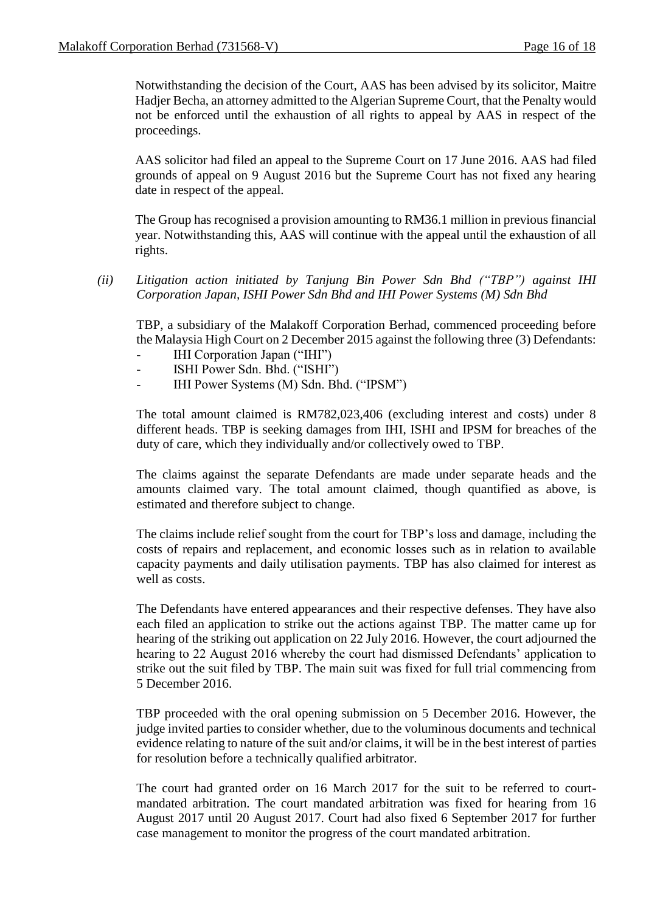Notwithstanding the decision of the Court, AAS has been advised by its solicitor, Maitre Hadjer Becha, an attorney admitted to the Algerian Supreme Court, that the Penalty would not be enforced until the exhaustion of all rights to appeal by AAS in respect of the proceedings.

AAS solicitor had filed an appeal to the Supreme Court on 17 June 2016. AAS had filed grounds of appeal on 9 August 2016 but the Supreme Court has not fixed any hearing date in respect of the appeal.

The Group has recognised a provision amounting to RM36.1 million in previous financial year. Notwithstanding this, AAS will continue with the appeal until the exhaustion of all rights.

*(ii) Litigation action initiated by Tanjung Bin Power Sdn Bhd ("TBP") against IHI Corporation Japan, ISHI Power Sdn Bhd and IHI Power Systems (M) Sdn Bhd*

TBP, a subsidiary of the Malakoff Corporation Berhad, commenced proceeding before the Malaysia High Court on 2 December 2015 against the following three (3) Defendants:

- IHI Corporation Japan ("IHI")
- ISHI Power Sdn. Bhd. ("ISHI")
- IHI Power Systems (M) Sdn. Bhd. ("IPSM")

The total amount claimed is RM782,023,406 (excluding interest and costs) under 8 different heads. TBP is seeking damages from IHI, ISHI and IPSM for breaches of the duty of care, which they individually and/or collectively owed to TBP.

The claims against the separate Defendants are made under separate heads and the amounts claimed vary. The total amount claimed, though quantified as above, is estimated and therefore subject to change.

The claims include relief sought from the court for TBP's loss and damage, including the costs of repairs and replacement, and economic losses such as in relation to available capacity payments and daily utilisation payments. TBP has also claimed for interest as well as costs.

The Defendants have entered appearances and their respective defenses. They have also each filed an application to strike out the actions against TBP. The matter came up for hearing of the striking out application on 22 July 2016. However, the court adjourned the hearing to 22 August 2016 whereby the court had dismissed Defendants' application to strike out the suit filed by TBP. The main suit was fixed for full trial commencing from 5 December 2016.

TBP proceeded with the oral opening submission on 5 December 2016. However, the judge invited parties to consider whether, due to the voluminous documents and technical evidence relating to nature of the suit and/or claims, it will be in the best interest of parties for resolution before a technically qualified arbitrator.

The court had granted order on 16 March 2017 for the suit to be referred to court-mandated arbitration. The court mandated arbitration was fixed for hearing from 16 August 2017 until 20 August 2017. Court had also fixed 6 September 2017 for further case management to monitor the progress of the court mandated arbitration.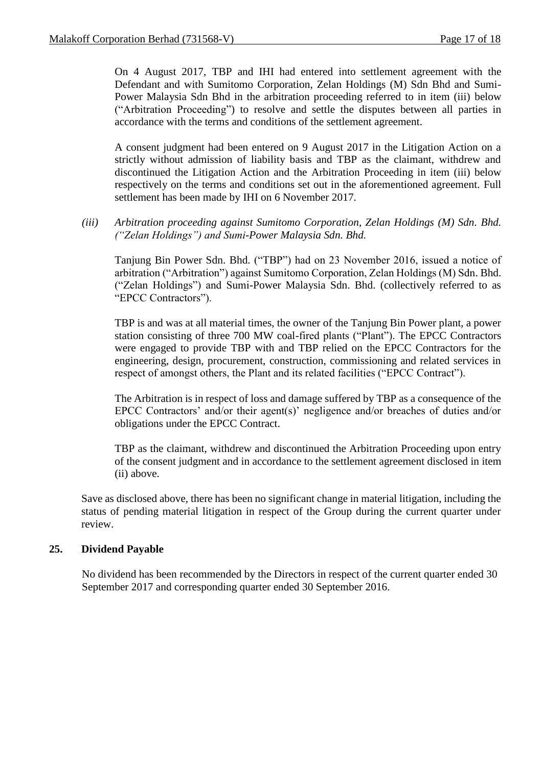On 4 August 2017, TBP and IHI had entered into settlement agreement with the Defendant and with Sumitomo Corporation, Zelan Holdings (M) Sdn Bhd and Sumi-Power Malaysia Sdn Bhd in the arbitration proceeding referred to in item (iii) below ("Arbitration Proceeding") to resolve and settle the disputes between all parties in accordance with the terms and conditions of the settlement agreement.

A consent judgment had been entered on 9 August 2017 in the Litigation Action on a strictly without admission of liability basis and TBP as the claimant, withdrew and discontinued the Litigation Action and the Arbitration Proceeding in item (iii) below respectively on the terms and conditions set out in the aforementioned agreement. Full settlement has been made by IHI on 6 November 2017.

*(iii) Arbitration proceeding against Sumitomo Corporation, Zelan Holdings (M) Sdn. Bhd. ("Zelan Holdings") and Sumi-Power Malaysia Sdn. Bhd.*

Tanjung Bin Power Sdn. Bhd. ("TBP") had on 23 November 2016, issued a notice of arbitration ("Arbitration") against Sumitomo Corporation, Zelan Holdings (M) Sdn. Bhd. ("Zelan Holdings") and Sumi-Power Malaysia Sdn. Bhd. (collectively referred to as "EPCC Contractors").

TBP is and was at all material times, the owner of the Tanjung Bin Power plant, a power station consisting of three 700 MW coal-fired plants ("Plant"). The EPCC Contractors were engaged to provide TBP with and TBP relied on the EPCC Contractors for the engineering, design, procurement, construction, commissioning and related services in respect of amongst others, the Plant and its related facilities ("EPCC Contract").

The Arbitration is in respect of loss and damage suffered by TBP as a consequence of the EPCC Contractors' and/or their agent(s)' negligence and/or breaches of duties and/or obligations under the EPCC Contract.

TBP as the claimant, withdrew and discontinued the Arbitration Proceeding upon entry of the consent judgment and in accordance to the settlement agreement disclosed in item (ii) above.

Save as disclosed above, there has been no significant change in material litigation, including the status of pending material litigation in respect of the Group during the current quarter under review.

## 25. Dividend Payable

No dividend has been recommended by the Directors in respect of the current quarter ended 30 September 2017 and corresponding quarter ended 30 September 2016.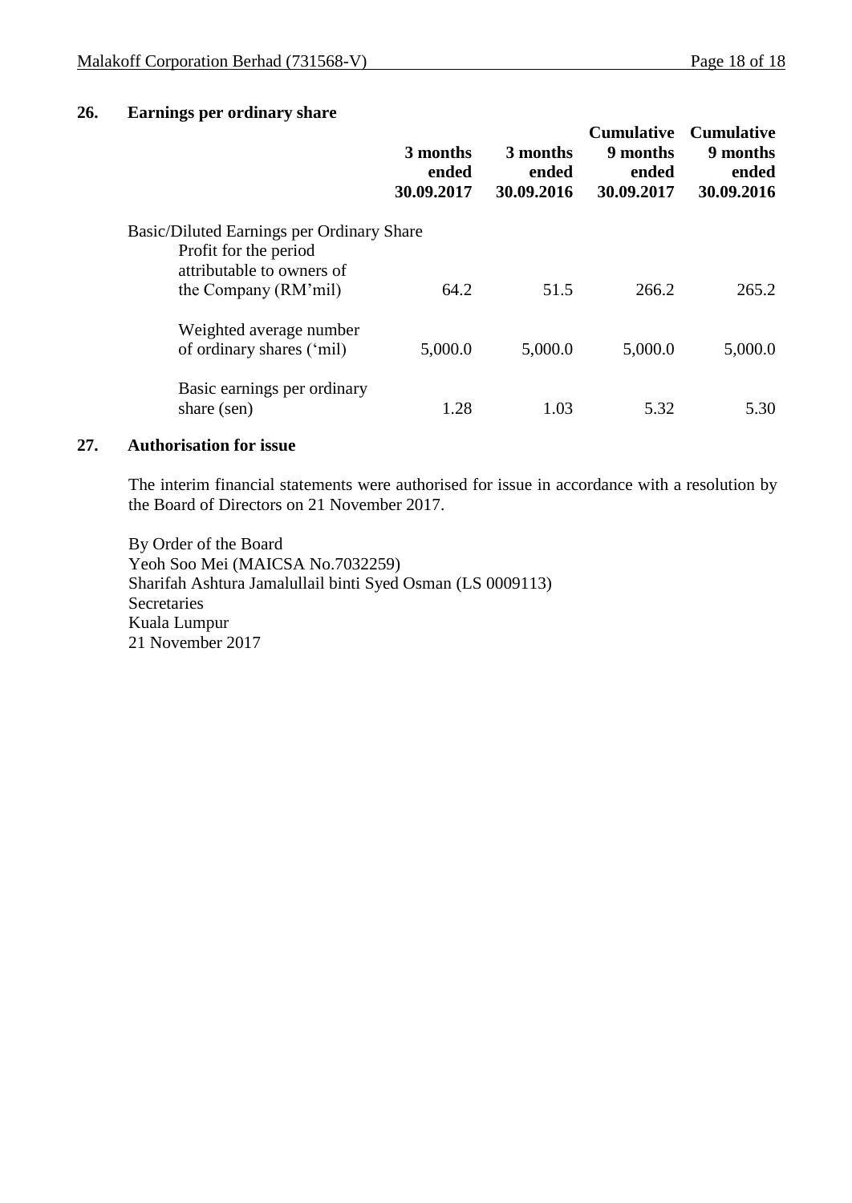## 26. Earnings per ordinary share

| | 3 months ended 30.09.2017 | 3 months ended 30.09.2016 | Cumulative 9 months ended 30.09.2017 | Cumulative 9 months ended 30.09.2016 |
|---|---|---|---|---|
| Basic/Diluted Earnings per Ordinary Share | | | | |
| Profit for the period attributable to owners of the Company (RM'mil) | 64.2 | 51.5 | 266.2 | 265.2 |
| Weighted average number of ordinary shares ('mil) | 5,000.0 | 5,000.0 | 5,000.0 | 5,000.0 |
| Basic earnings per ordinary share (sen) | 1.28 | 1.03 | 5.32 | 5.30 |

## 27. Authorisation for issue

The interim financial statements were authorised for issue in accordance with a resolution by the Board of Directors on 21 November 2017.

By Order of the Board
Yeoh Soo Mei (MAICSA No.7032259)
Sharifah Ashtura Jamalullail binti Syed Osman (LS 0009113)
Secretaries
Kuala Lumpur
21 November 2017